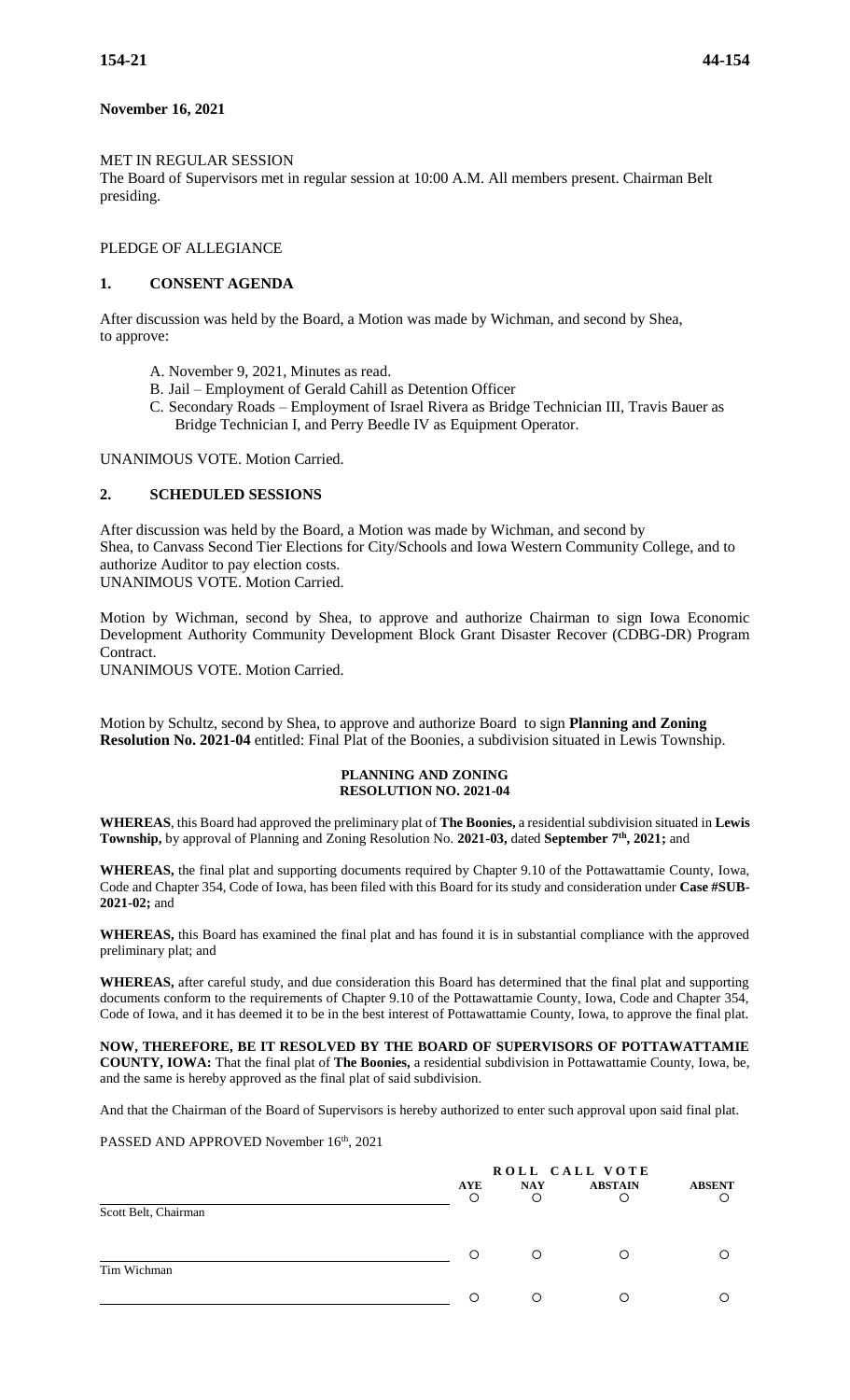**November 16, 2021**

MET IN REGULAR SESSION
The Board of Supervisors met in regular session at 10:00 A.M. All members present. Chairman Belt presiding.

PLEDGE OF ALLEGIANCE

## 1. CONSENT AGENDA

After discussion was held by the Board, a Motion was made by Wichman, and second by Shea, to approve:

A. November 9, 2021, Minutes as read.
B. Jail – Employment of Gerald Cahill as Detention Officer
C. Secondary Roads – Employment of Israel Rivera as Bridge Technician III, Travis Bauer as Bridge Technician I, and Perry Beedle IV as Equipment Operator.

UNANIMOUS VOTE. Motion Carried.

## 2. SCHEDULED SESSIONS

After discussion was held by the Board, a Motion was made by Wichman, and second by Shea, to Canvass Second Tier Elections for City/Schools and Iowa Western Community College, and to authorize Auditor to pay election costs.
UNANIMOUS VOTE. Motion Carried.

Motion by Wichman, second by Shea, to approve and authorize Chairman to sign Iowa Economic Development Authority Community Development Block Grant Disaster Recover (CDBG-DR) Program Contract.
UNANIMOUS VOTE. Motion Carried.

Motion by Schultz, second by Shea, to approve and authorize Board to sign **Planning and Zoning Resolution No. 2021-04** entitled: Final Plat of the Boonies, a subdivision situated in Lewis Township.

**PLANNING AND ZONING RESOLUTION NO. 2021-04**

**WHEREAS**, this Board had approved the preliminary plat of **The Boonies,** a residential subdivision situated in **Lewis Township,** by approval of Planning and Zoning Resolution No. **2021-03,** dated **September 7th, 2021;** and

**WHEREAS,** the final plat and supporting documents required by Chapter 9.10 of the Pottawattamie County, Iowa, Code and Chapter 354, Code of Iowa, has been filed with this Board for its study and consideration under **Case #SUB-2021-02;** and

**WHEREAS,** this Board has examined the final plat and has found it is in substantial compliance with the approved preliminary plat; and

**WHEREAS,** after careful study, and due consideration this Board has determined that the final plat and supporting documents conform to the requirements of Chapter 9.10 of the Pottawattamie County, Iowa, Code and Chapter 354, Code of Iowa, and it has deemed it to be in the best interest of Pottawattamie County, Iowa, to approve the final plat.

**NOW, THEREFORE, BE IT RESOLVED BY THE BOARD OF SUPERVISORS OF POTTAWATTAMIE COUNTY, IOWA:** That the final plat of **The Boonies,** a residential subdivision in Pottawattamie County, Iowa, be, and the same is hereby approved as the final plat of said subdivision.

And that the Chairman of the Board of Supervisors is hereby authorized to enter such approval upon said final plat.

PASSED AND APPROVED November 16th, 2021

| | ROLL CALL VOTE | | | |
|---|---|---|---|---|
| | AYE | NAY | ABSTAIN | ABSENT |
| Scott Belt, Chairman | ○ | ○ | ○ | ○ |
| Tim Wichman | ○ | ○ | ○ | ○ |
| | ○ | ○ | ○ | ○ |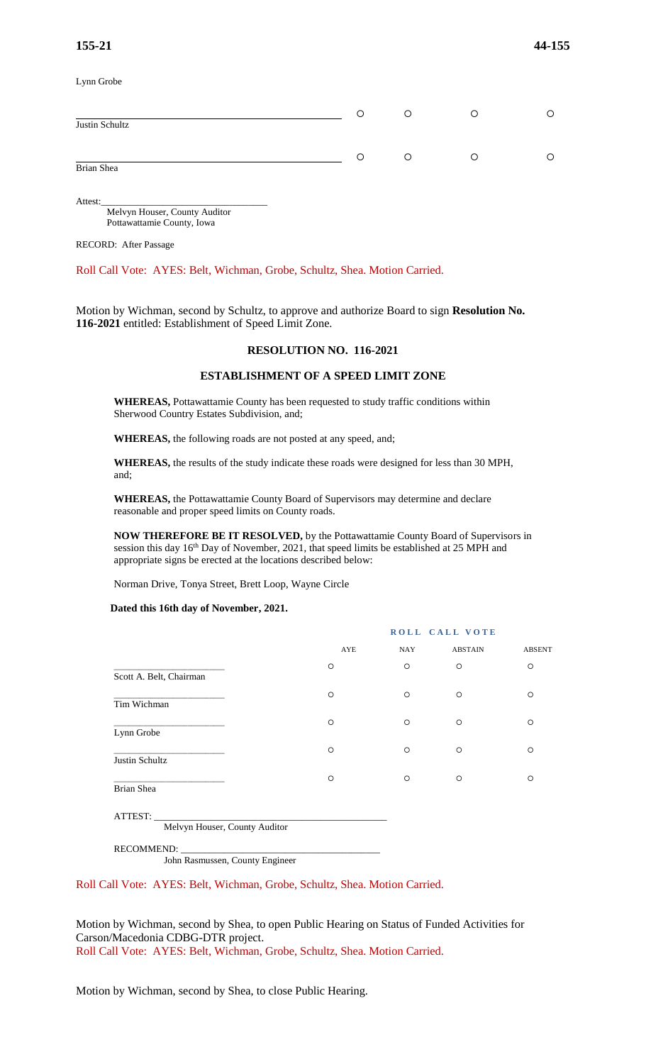Lynn Grobe

| | | | | |
|---|---|---|---|---|
| Justin Schultz | ○ | ○ | ○ | ○ |
| Brian Shea | ○ | ○ | ○ | ○ |

Attest:\_\_\_\_\_\_\_\_\_\_\_\_\_\_\_\_\_\_\_\_\_\_\_\_\_\_\_\_\_\_\_\_\_\_
Melvyn Houser, County Auditor
Pottawattamie County, Iowa

RECORD: After Passage

Roll Call Vote: AYES: Belt, Wichman, Grobe, Schultz, Shea. Motion Carried.

Motion by Wichman, second by Schultz, to approve and authorize Board to sign **Resolution No. 116-2021** entitled: Establishment of Speed Limit Zone.

**RESOLUTION NO. 116-2021**

**ESTABLISHMENT OF A SPEED LIMIT ZONE**

**WHEREAS,** Pottawattamie County has been requested to study traffic conditions within Sherwood Country Estates Subdivision, and;

**WHEREAS,** the following roads are not posted at any speed, and;

**WHEREAS,** the results of the study indicate these roads were designed for less than 30 MPH, and;

**WHEREAS,** the Pottawattamie County Board of Supervisors may determine and declare reasonable and proper speed limits on County roads.

**NOW THEREFORE BE IT RESOLVED,** by the Pottawattamie County Board of Supervisors in session this day 16th Day of November, 2021, that speed limits be established at 25 MPH and appropriate signs be erected at the locations described below:

Norman Drive, Tonya Street, Brett Loop, Wayne Circle

**Dated this 16th day of November, 2021.**

| | ROLL CALL VOTE | | | |
|---|---|---|---|---|
| | AYE | NAY | ABSTAIN | ABSENT |
| Scott A. Belt, Chairman | ○ | ○ | ○ | ○ |
| Tim Wichman | ○ | ○ | ○ | ○ |
| Lynn Grobe | ○ | ○ | ○ | ○ |
| Justin Schultz | ○ | ○ | ○ | ○ |
| Brian Shea | ○ | ○ | ○ | ○ |

ATTEST: \_\_\_\_\_\_\_\_\_\_\_\_\_\_\_\_\_\_\_\_\_\_\_\_\_\_\_\_\_\_\_\_\_\_\_\_\_\_\_\_\_\_\_\_
Melvyn Houser, County Auditor

RECOMMEND: \_\_\_\_\_\_\_\_\_\_\_\_\_\_\_\_\_\_\_\_\_\_\_\_\_\_\_\_\_\_\_\_\_\_\_\_\_\_\_\_
John Rasmussen, County Engineer

Roll Call Vote: AYES: Belt, Wichman, Grobe, Schultz, Shea. Motion Carried.

Motion by Wichman, second by Shea, to open Public Hearing on Status of Funded Activities for Carson/Macedonia CDBG-DTR project.
Roll Call Vote: AYES: Belt, Wichman, Grobe, Schultz, Shea. Motion Carried.

Motion by Wichman, second by Shea, to close Public Hearing.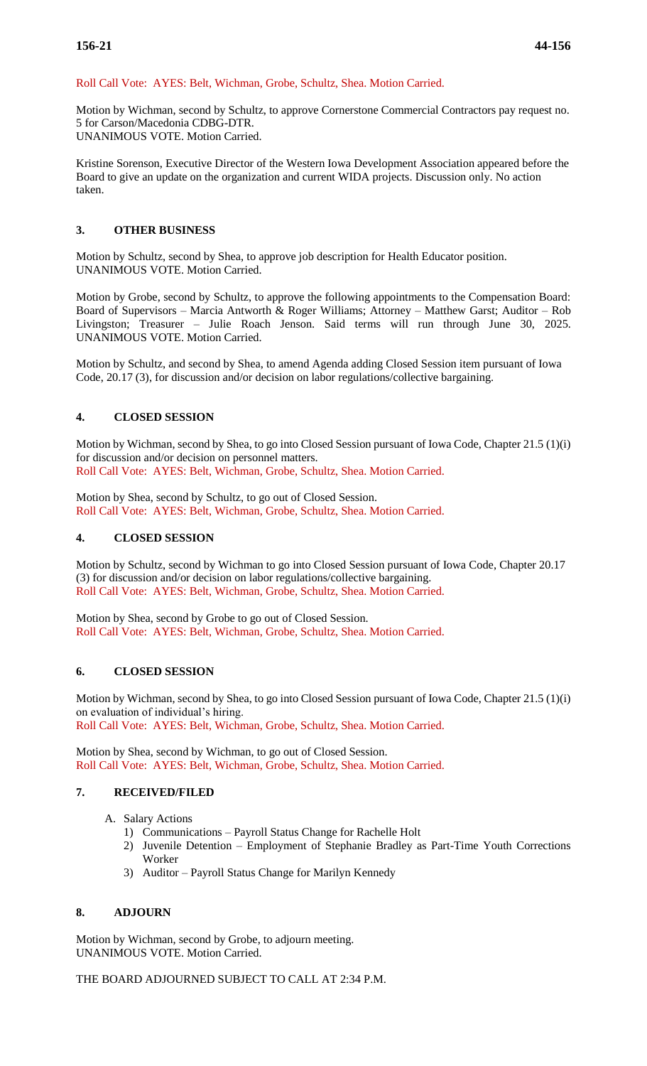Roll Call Vote: AYES: Belt, Wichman, Grobe, Schultz, Shea. Motion Carried.

Motion by Wichman, second by Schultz, to approve Cornerstone Commercial Contractors pay request no. 5 for Carson/Macedonia CDBG-DTR.
UNANIMOUS VOTE. Motion Carried.

Kristine Sorenson, Executive Director of the Western Iowa Development Association appeared before the Board to give an update on the organization and current WIDA projects. Discussion only. No action taken.

## 3. OTHER BUSINESS

Motion by Schultz, second by Shea, to approve job description for Health Educator position.
UNANIMOUS VOTE. Motion Carried.

Motion by Grobe, second by Schultz, to approve the following appointments to the Compensation Board: Board of Supervisors – Marcia Antworth & Roger Williams; Attorney – Matthew Garst; Auditor – Rob Livingston; Treasurer – Julie Roach Jenson. Said terms will run through June 30, 2025.
UNANIMOUS VOTE. Motion Carried.

Motion by Schultz, and second by Shea, to amend Agenda adding Closed Session item pursuant of Iowa Code, 20.17 (3), for discussion and/or decision on labor regulations/collective bargaining.

## 4. CLOSED SESSION

Motion by Wichman, second by Shea, to go into Closed Session pursuant of Iowa Code, Chapter 21.5 (1)(i) for discussion and/or decision on personnel matters.
Roll Call Vote: AYES: Belt, Wichman, Grobe, Schultz, Shea. Motion Carried.

Motion by Shea, second by Schultz, to go out of Closed Session.
Roll Call Vote: AYES: Belt, Wichman, Grobe, Schultz, Shea. Motion Carried.

## 4. CLOSED SESSION

Motion by Schultz, second by Wichman to go into Closed Session pursuant of Iowa Code, Chapter 20.17 (3) for discussion and/or decision on labor regulations/collective bargaining.
Roll Call Vote: AYES: Belt, Wichman, Grobe, Schultz, Shea. Motion Carried.

Motion by Shea, second by Grobe to go out of Closed Session.
Roll Call Vote: AYES: Belt, Wichman, Grobe, Schultz, Shea. Motion Carried.

## 6. CLOSED SESSION

Motion by Wichman, second by Shea, to go into Closed Session pursuant of Iowa Code, Chapter 21.5 (1)(i) on evaluation of individual's hiring.
Roll Call Vote: AYES: Belt, Wichman, Grobe, Schultz, Shea. Motion Carried.

Motion by Shea, second by Wichman, to go out of Closed Session.
Roll Call Vote: AYES: Belt, Wichman, Grobe, Schultz, Shea. Motion Carried.

## 7. RECEIVED/FILED

A. Salary Actions
   1) Communications – Payroll Status Change for Rachelle Holt
   2) Juvenile Detention – Employment of Stephanie Bradley as Part-Time Youth Corrections Worker
   3) Auditor – Payroll Status Change for Marilyn Kennedy

## 8. ADJOURN

Motion by Wichman, second by Grobe, to adjourn meeting.
UNANIMOUS VOTE. Motion Carried.

THE BOARD ADJOURNED SUBJECT TO CALL AT 2:34 P.M.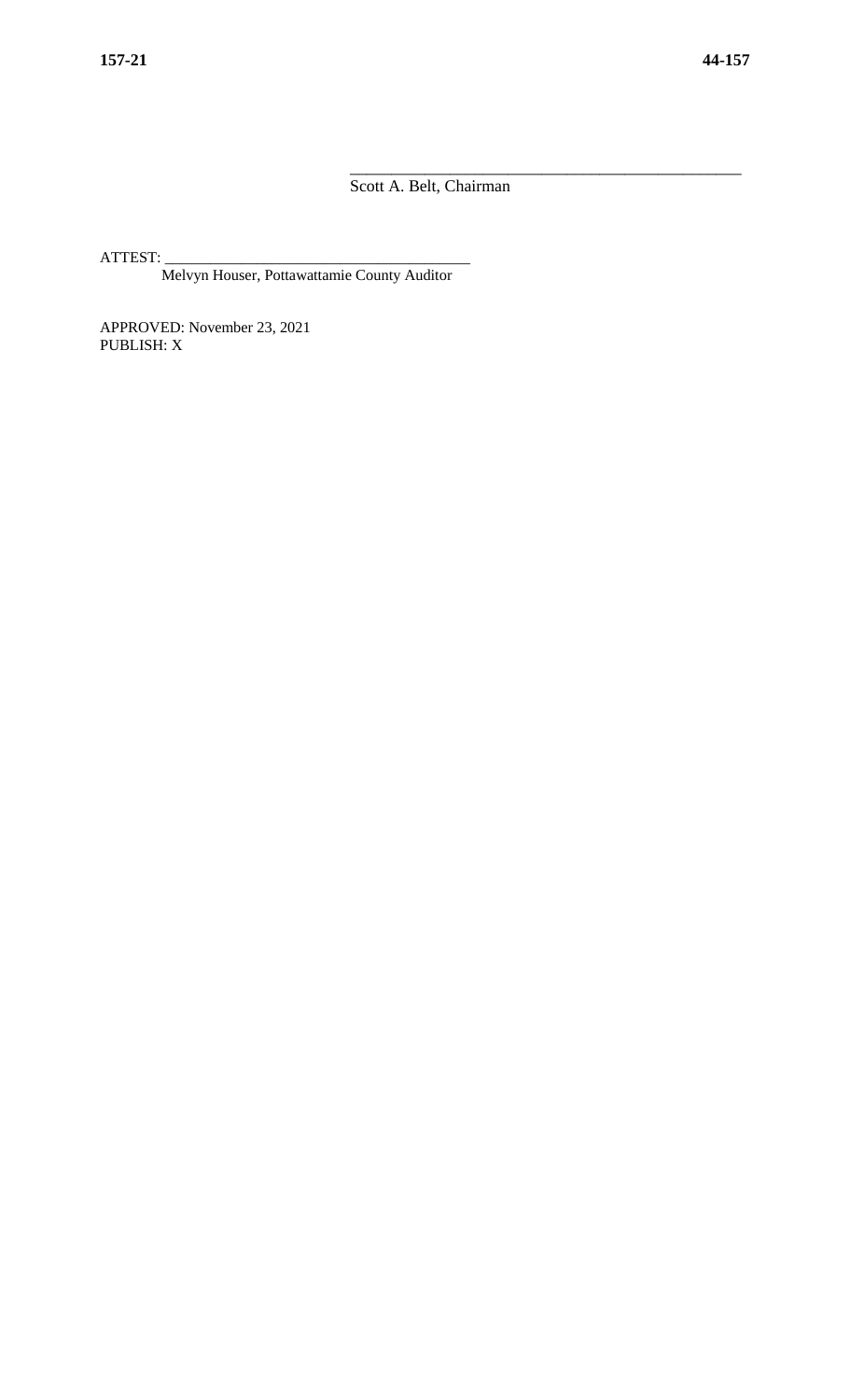\_\_\_\_\_\_\_\_\_\_\_\_\_\_\_\_\_\_\_\_\_\_\_\_\_\_\_\_\_\_\_\_\_\_\_\_\_\_\_\_\_\_\_\_\_\_\_\_
Scott A. Belt, Chairman

ATTEST: \_\_\_\_\_\_\_\_\_\_\_\_\_\_\_\_\_\_\_\_\_\_\_\_\_\_\_\_\_\_\_\_\_\_\_\_\_\_\_
Melvyn Houser, Pottawattamie County Auditor

APPROVED: November 23, 2021
PUBLISH: X